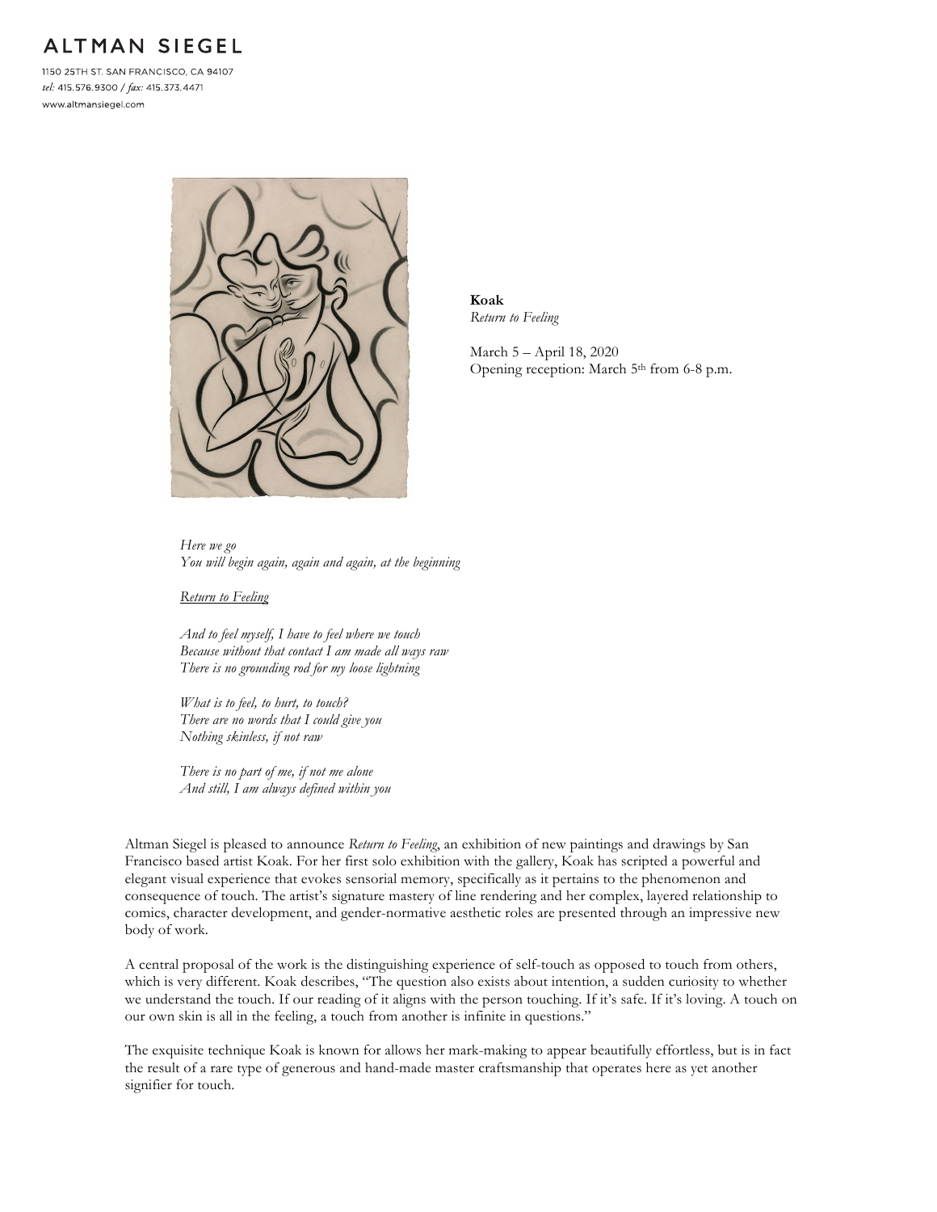# ALTMAN SIEGEL

1150 25TH ST. SAN FRANCISCO, CA 94107
*tel:* 415.576.9300 / *fax:* 415.373.4471
www.altmansiegel.com

**Koak**
*Return to Feeling*

March 5 – April 18, 2020
Opening reception: March 5th from 6-8 p.m.

*Here we go*
*You will begin again, again and again, at the beginning*

<u>*Return to Feeling*</u>

*And to feel myself, I have to feel where we touch*
*Because without that contact I am made all ways raw*
*There is no grounding rod for my loose lightning*

*What is to feel, to hurt, to touch?*
*There are no words that I could give you*
*Nothing skinless, if not raw*

*There is no part of me, if not me alone*
*And still, I am always defined within you*

Altman Siegel is pleased to announce *Return to Feeling*, an exhibition of new paintings and drawings by San Francisco based artist Koak. For her first solo exhibition with the gallery, Koak has scripted a powerful and elegant visual experience that evokes sensorial memory, specifically as it pertains to the phenomenon and consequence of touch. The artist's signature mastery of line rendering and her complex, layered relationship to comics, character development, and gender-normative aesthetic roles are presented through an impressive new body of work.

A central proposal of the work is the distinguishing experience of self-touch as opposed to touch from others, which is very different. Koak describes, "The question also exists about intention, a sudden curiosity to whether we understand the touch. If our reading of it aligns with the person touching. If it's safe. If it's loving. A touch on our own skin is all in the feeling, a touch from another is infinite in questions."

The exquisite technique Koak is known for allows her mark-making to appear beautifully effortless, but is in fact the result of a rare type of generous and hand-made master craftsmanship that operates here as yet another signifier for touch.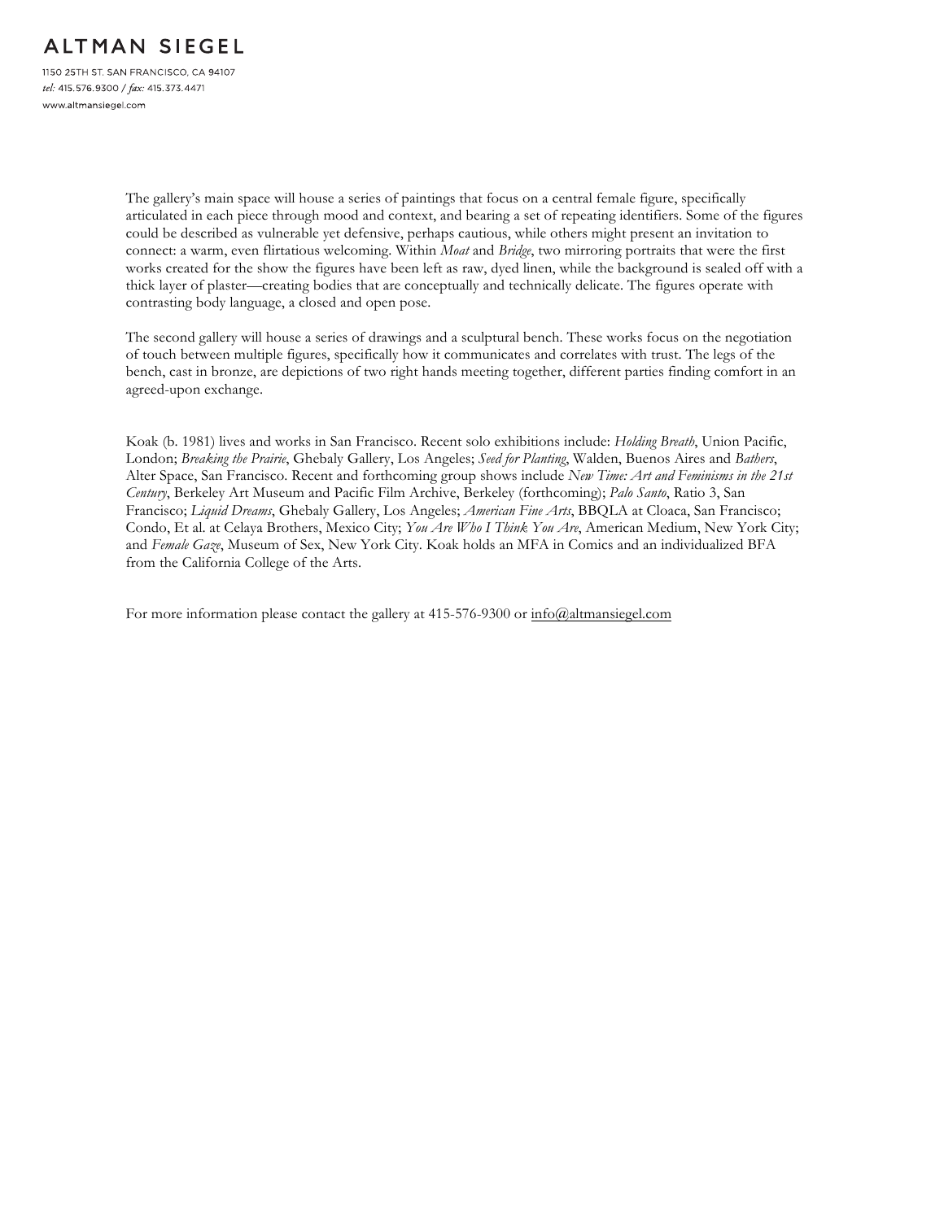The gallery's main space will house a series of paintings that focus on a central female figure, specifically articulated in each piece through mood and context, and bearing a set of repeating identifiers. Some of the figures could be described as vulnerable yet defensive, perhaps cautious, while others might present an invitation to connect: a warm, even flirtatious welcoming. Within *Moat* and *Bridge*, two mirroring portraits that were the first works created for the show the figures have been left as raw, dyed linen, while the background is sealed off with a thick layer of plaster—creating bodies that are conceptually and technically delicate. The figures operate with contrasting body language, a closed and open pose.

The second gallery will house a series of drawings and a sculptural bench. These works focus on the negotiation of touch between multiple figures, specifically how it communicates and correlates with trust. The legs of the bench, cast in bronze, are depictions of two right hands meeting together, different parties finding comfort in an agreed-upon exchange.

Koak (b. 1981) lives and works in San Francisco. Recent solo exhibitions include: *Holding Breath*, Union Pacific, London; *Breaking the Prairie*, Ghebaly Gallery, Los Angeles; *Seed for Planting*, Walden, Buenos Aires and *Bathers*, Alter Space, San Francisco. Recent and forthcoming group shows include *New Time: Art and Feminisms in the 21st Century*, Berkeley Art Museum and Pacific Film Archive, Berkeley (forthcoming); *Palo Santo*, Ratio 3, San Francisco; *Liquid Dreams*, Ghebaly Gallery, Los Angeles; *American Fine Arts*, BBQLA at Cloaca, San Francisco; Condo, Et al. at Celaya Brothers, Mexico City; *You Are Who I Think You Are*, American Medium, New York City; and *Female Gaze*, Museum of Sex, New York City. Koak holds an MFA in Comics and an individualized BFA from the California College of the Arts.

For more information please contact the gallery at 415-576-9300 or info@altmansiegel.com